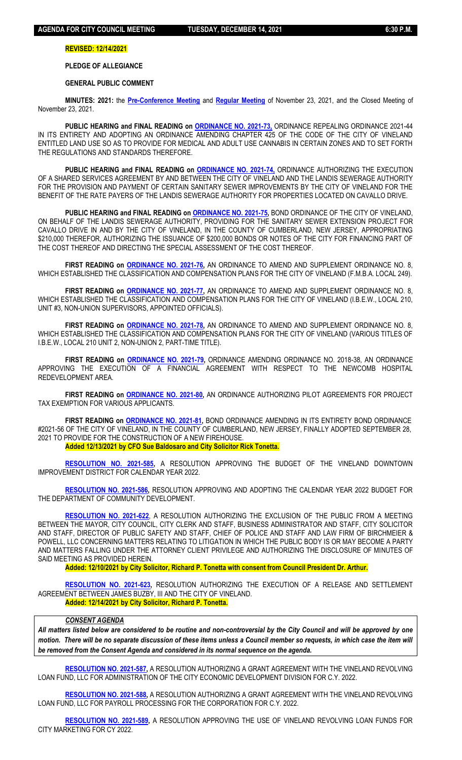**AGENDA FOR CITY COUNCIL MEETING TUESDAY, DECEMBER 14, 2021 6:30 P.M.**

**REVISED: 12/14/2021**

**PLEDGE OF ALLEGIANCE**

**GENERAL PUBLIC COMMENT**

**MINUTES: 2021:** the **Pre-Conference Meeting** and **Regular Meeting** of November 23, 2021, and the Closed Meeting of November 23, 2021.

**PUBLIC HEARING and FINAL READING on ORDINANCE NO. 2021-73,** ORDINANCE REPEALING ORDINANCE 2021-44 IN ITS ENTIRETY AND ADOPTING AN ORDINANCE AMENDING CHAPTER 425 OF THE CODE OF THE CITY OF VINELAND ENTITLED LAND USE SO AS TO PROVIDE FOR MEDICAL AND ADULT USE CANNABIS IN CERTAIN ZONES AND TO SET FORTH THE REGULATIONS AND STANDARDS THEREFORE.

**PUBLIC HEARING and FINAL READING on ORDINANCE NO. 2021-74,** ORDINANCE AUTHORIZING THE EXECUTION OF A SHARED SERVICES AGREEMENT BY AND BETWEEN THE CITY OF VINELAND AND THE LANDIS SEWERAGE AUTHORITY FOR THE PROVISION AND PAYMENT OF CERTAIN SANITARY SEWER IMPROVEMENTS BY THE CITY OF VINELAND FOR THE BENEFIT OF THE RATE PAYERS OF THE LANDIS SEWERAGE AUTHORITY FOR PROPERTIES LOCATED ON CAVALLO DRIVE.

**PUBLIC HEARING and FINAL READING on ORDINANCE NO. 2021-75,** BOND ORDINANCE OF THE CITY OF VINELAND, ON BEHALF OF THE LANDIS SEWERAGE AUTHORITY, PROVIDING FOR THE SANITARY SEWER EXTENSION PROJECT FOR CAVALLO DRIVE IN AND BY THE CITY OF VINELAND, IN THE COUNTY OF CUMBERLAND, NEW JERSEY, APPROPRIATING $210,000 THEREFOR, AUTHORIZING THE ISSUANCE OF $200,000 BONDS OR NOTES OF THE CITY FOR FINANCING PART OF THE COST THEREOF AND DIRECTING THE SPECIAL ASSESSMENT OF THE COST THEREOF.

**FIRST READING on ORDINANCE NO. 2021-76,** AN ORDINANCE TO AMEND AND SUPPLEMENT ORDINANCE NO. 8, WHICH ESTABLISHED THE CLASSIFICATION AND COMPENSATION PLANS FOR THE CITY OF VINELAND (F.M.B.A. LOCAL 249).

**FIRST READING on ORDINANCE NO. 2021-77,** AN ORDINANCE TO AMEND AND SUPPLEMENT ORDINANCE NO. 8, WHICH ESTABLISHED THE CLASSIFICATION AND COMPENSATION PLANS FOR THE CITY OF VINELAND (I.B.E.W., LOCAL 210, UNIT #3, NON-UNION SUPERVISORS, APPOINTED OFFICIALS).

**FIRST READING on ORDINANCE NO. 2021-78,** AN ORDINANCE TO AMEND AND SUPPLEMENT ORDINANCE NO. 8, WHICH ESTABLISHED THE CLASSIFICATION AND COMPENSATION PLANS FOR THE CITY OF VINELAND (VARIOUS TITLES OF I.B.E.W., LOCAL 210 UNIT 2, NON-UNION 2, PART-TIME TITLE).

**FIRST READING on ORDINANCE NO. 2021-79,** ORDINANCE AMENDING ORDINANCE NO. 2018-38, AN ORDINANCE APPROVING THE EXECUTION OF A FINANCIAL AGREEMENT WITH RESPECT TO THE NEWCOMB HOSPITAL REDEVELOPMENT AREA.

**FIRST READING on ORDINANCE NO. 2021-80,** AN ORDINANCE AUTHORIZING PILOT AGREEMENTS FOR PROJECT TAX EXEMPTION FOR VARIOUS APPLICANTS.

**FIRST READING on ORDINANCE NO. 2021-81,** BOND ORDINANCE AMENDING IN ITS ENTIRETY BOND ORDINANCE #2021-56 OF THE CITY OF VINELAND, IN THE COUNTY OF CUMBERLAND, NEW JERSEY, FINALLY ADOPTED SEPTEMBER 28, 2021 TO PROVIDE FOR THE CONSTRUCTION OF A NEW FIREHOUSE.
**Added 12/13/2021 by CFO Sue Baldosaro and City Solicitor Rick Tonetta.**

**RESOLUTION NO. 2021-585,** A RESOLUTION APPROVING THE BUDGET OF THE VINELAND DOWNTOWN IMPROVEMENT DISTRICT FOR CALENDAR YEAR 2022.

**RESOLUTION NO. 2021-586,** RESOLUTION APPROVING AND ADOPTING THE CALENDAR YEAR 2022 BUDGET FOR THE DEPARTMENT OF COMMUNITY DEVELOPMENT.

**RESOLUTION NO. 2021-622**, A RESOLUTION AUTHORIZING THE EXCLUSION OF THE PUBLIC FROM A MEETING BETWEEN THE MAYOR, CITY COUNCIL, CITY CLERK AND STAFF, BUSINESS ADMINISTRATOR AND STAFF, CITY SOLICITOR AND STAFF, DIRECTOR OF PUBLIC SAFETY AND STAFF, CHIEF OF POLICE AND STAFF AND LAW FIRM OF BIRCHMEIER & POWELL, LLC CONCERNING MATTERS RELATING TO LITIGATION IN WHICH THE PUBLIC BODY IS OR MAY BECOME A PARTY AND MATTERS FALLING UNDER THE ATTORNEY CLIENT PRIVILEGE AND AUTHORIZING THE DISCLOSURE OF MINUTES OF SAID MEETING AS PROVIDED HEREIN.
**Added: 12/10/2021 by City Solicitor, Richard P. Tonetta with consent from Council President Dr. Arthur.**

**RESOLUTION NO. 2021-623,** RESOLUTION AUTHORIZING THE EXECUTION OF A RELEASE AND SETTLEMENT AGREEMENT BETWEEN JAMES BUZBY, III AND THE CITY OF VINELAND.
**Added: 12/14/2021 by City Solicitor, Richard P. Tonetta.**

***CONSENT AGENDA***

***All matters listed below are considered to be routine and non-controversial by the City Council and will be approved by one motion. There will be no separate discussion of these items unless a Council member so requests, in which case the item will be removed from the Consent Agenda and considered in its normal sequence on the agenda.***

**RESOLUTION NO. 2021-587,** A RESOLUTION AUTHORIZING A GRANT AGREEMENT WITH THE VINELAND REVOLVING LOAN FUND, LLC FOR ADMINISTRATION OF THE CITY ECONOMIC DEVELOPMENT DIVISION FOR C.Y. 2022.

**RESOLUTION NO. 2021-588,** A RESOLUTION AUTHORIZING A GRANT AGREEMENT WITH THE VINELAND REVOLVING LOAN FUND, LLC FOR PAYROLL PROCESSING FOR THE CORPORATION FOR C.Y. 2022.

**RESOLUTION NO. 2021-589,** A RESOLUTION APPROVING THE USE OF VINELAND REVOLVING LOAN FUNDS FOR CITY MARKETING FOR CY 2022.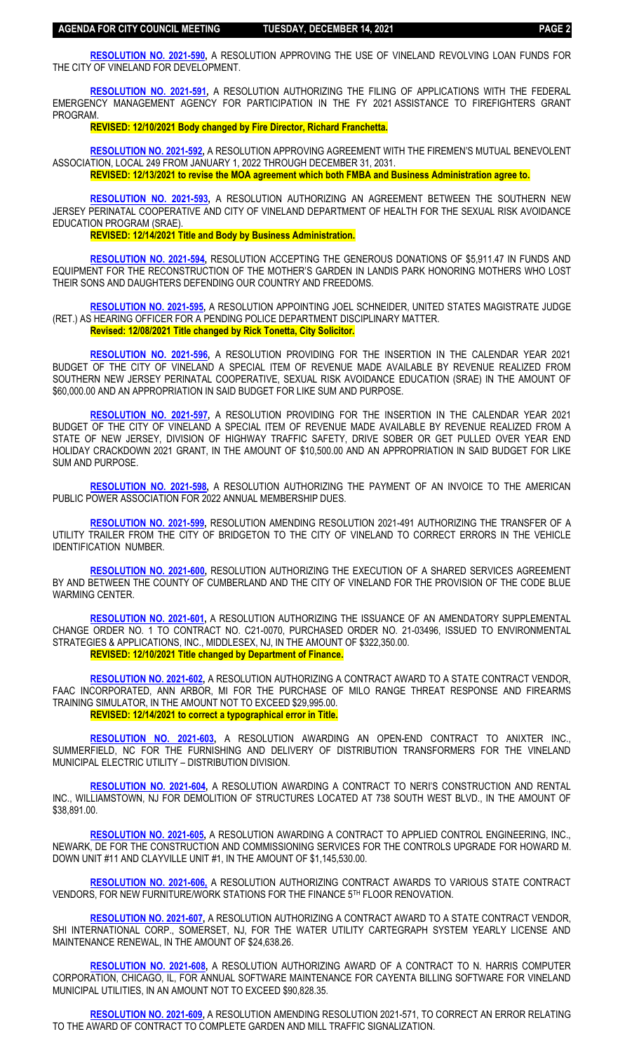**RESOLUTION NO. 2021-590,** A RESOLUTION APPROVING THE USE OF VINELAND REVOLVING LOAN FUNDS FOR THE CITY OF VINELAND FOR DEVELOPMENT.

**RESOLUTION NO. 2021-591,** A RESOLUTION AUTHORIZING THE FILING OF APPLICATIONS WITH THE FEDERAL EMERGENCY MANAGEMENT AGENCY FOR PARTICIPATION IN THE FY 2021 ASSISTANCE TO FIREFIGHTERS GRANT PROGRAM.

**REVISED: 12/10/2021 Body changed by Fire Director, Richard Franchetta.**

**RESOLUTION NO. 2021-592,** A RESOLUTION APPROVING AGREEMENT WITH THE FIREMEN'S MUTUAL BENEVOLENT ASSOCIATION, LOCAL 249 FROM JANUARY 1, 2022 THROUGH DECEMBER 31, 2031.

**REVISED: 12/13/2021 to revise the MOA agreement which both FMBA and Business Administration agree to.**

**RESOLUTION NO. 2021-593,** A RESOLUTION AUTHORIZING AN AGREEMENT BETWEEN THE SOUTHERN NEW JERSEY PERINATAL COOPERATIVE AND CITY OF VINELAND DEPARTMENT OF HEALTH FOR THE SEXUAL RISK AVOIDANCE EDUCATION PROGRAM (SRAE).

**REVISED: 12/14/2021 Title and Body by Business Administration.**

**RESOLUTION NO. 2021-594,** RESOLUTION ACCEPTING THE GENEROUS DONATIONS OF $5,911.47 IN FUNDS AND EQUIPMENT FOR THE RECONSTRUCTION OF THE MOTHER'S GARDEN IN LANDIS PARK HONORING MOTHERS WHO LOST THEIR SONS AND DAUGHTERS DEFENDING OUR COUNTRY AND FREEDOMS.

**RESOLUTION NO. 2021-595,** A RESOLUTION APPOINTING JOEL SCHNEIDER, UNITED STATES MAGISTRATE JUDGE (RET.) AS HEARING OFFICER FOR A PENDING POLICE DEPARTMENT DISCIPLINARY MATTER.

**Revised: 12/08/2021 Title changed by Rick Tonetta, City Solicitor.**

**RESOLUTION NO. 2021-596,** A RESOLUTION PROVIDING FOR THE INSERTION IN THE CALENDAR YEAR 2021 BUDGET OF THE CITY OF VINELAND A SPECIAL ITEM OF REVENUE MADE AVAILABLE BY REVENUE REALIZED FROM SOUTHERN NEW JERSEY PERINATAL COOPERATIVE, SEXUAL RISK AVOIDANCE EDUCATION (SRAE) IN THE AMOUNT OF $60,000.00 AND AN APPROPRIATION IN SAID BUDGET FOR LIKE SUM AND PURPOSE.

**RESOLUTION NO. 2021-597,** A RESOLUTION PROVIDING FOR THE INSERTION IN THE CALENDAR YEAR 2021 BUDGET OF THE CITY OF VINELAND A SPECIAL ITEM OF REVENUE MADE AVAILABLE BY REVENUE REALIZED FROM A STATE OF NEW JERSEY, DIVISION OF HIGHWAY TRAFFIC SAFETY, DRIVE SOBER OR GET PULLED OVER YEAR END HOLIDAY CRACKDOWN 2021 GRANT, IN THE AMOUNT OF $10,500.00 AND AN APPROPRIATION IN SAID BUDGET FOR LIKE SUM AND PURPOSE.

**RESOLUTION NO. 2021-598,** A RESOLUTION AUTHORIZING THE PAYMENT OF AN INVOICE TO THE AMERICAN PUBLIC POWER ASSOCIATION FOR 2022 ANNUAL MEMBERSHIP DUES.

**RESOLUTION NO. 2021-599,** RESOLUTION AMENDING RESOLUTION 2021-491 AUTHORIZING THE TRANSFER OF A UTILITY TRAILER FROM THE CITY OF BRIDGETON TO THE CITY OF VINELAND TO CORRECT ERRORS IN THE VEHICLE IDENTIFICATION NUMBER.

**RESOLUTION NO. 2021-600,** RESOLUTION AUTHORIZING THE EXECUTION OF A SHARED SERVICES AGREEMENT BY AND BETWEEN THE COUNTY OF CUMBERLAND AND THE CITY OF VINELAND FOR THE PROVISION OF THE CODE BLUE WARMING CENTER.

**RESOLUTION NO. 2021-601,** A RESOLUTION AUTHORIZING THE ISSUANCE OF AN AMENDATORY SUPPLEMENTAL CHANGE ORDER NO. 1 TO CONTRACT NO. C21-0070, PURCHASED ORDER NO. 21-03496, ISSUED TO ENVIRONMENTAL STRATEGIES & APPLICATIONS, INC., MIDDLESEX, NJ, IN THE AMOUNT OF $322,350.00.

**REVISED: 12/10/2021 Title changed by Department of Finance.**

**RESOLUTION NO. 2021-602,** A RESOLUTION AUTHORIZING A CONTRACT AWARD TO A STATE CONTRACT VENDOR, FAAC INCORPORATED, ANN ARBOR, MI FOR THE PURCHASE OF MILO RANGE THREAT RESPONSE AND FIREARMS TRAINING SIMULATOR, IN THE AMOUNT NOT TO EXCEED $29,995.00.

**REVISED: 12/14/2021 to correct a typographical error in Title.**

**RESOLUTION NO. 2021-603,** A RESOLUTION AWARDING AN OPEN-END CONTRACT TO ANIXTER INC., SUMMERFIELD, NC FOR THE FURNISHING AND DELIVERY OF DISTRIBUTION TRANSFORMERS FOR THE VINELAND MUNICIPAL ELECTRIC UTILITY – DISTRIBUTION DIVISION.

**RESOLUTION NO. 2021-604,** A RESOLUTION AWARDING A CONTRACT TO NERI'S CONSTRUCTION AND RENTAL INC., WILLIAMSTOWN, NJ FOR DEMOLITION OF STRUCTURES LOCATED AT 738 SOUTH WEST BLVD., IN THE AMOUNT OF $38,891.00.

**RESOLUTION NO. 2021-605,** A RESOLUTION AWARDING A CONTRACT TO APPLIED CONTROL ENGINEERING, INC., NEWARK, DE FOR THE CONSTRUCTION AND COMMISSIONING SERVICES FOR THE CONTROLS UPGRADE FOR HOWARD M. DOWN UNIT #11 AND CLAYVILLE UNIT #1, IN THE AMOUNT OF $1,145,530.00.

**RESOLUTION NO. 2021-606,** A RESOLUTION AUTHORIZING CONTRACT AWARDS TO VARIOUS STATE CONTRACT VENDORS, FOR NEW FURNITURE/WORK STATIONS FOR THE FINANCE 5TH FLOOR RENOVATION.

**RESOLUTION NO. 2021-607,** A RESOLUTION AUTHORIZING A CONTRACT AWARD TO A STATE CONTRACT VENDOR, SHI INTERNATIONAL CORP., SOMERSET, NJ, FOR THE WATER UTILITY CARTEGRAPH SYSTEM YEARLY LICENSE AND MAINTENANCE RENEWAL, IN THE AMOUNT OF $24,638.26.

**RESOLUTION NO. 2021-608,** A RESOLUTION AUTHORIZING AWARD OF A CONTRACT TO N. HARRIS COMPUTER CORPORATION, CHICAGO, IL, FOR ANNUAL SOFTWARE MAINTENANCE FOR CAYENTA BILLING SOFTWARE FOR VINELAND MUNICIPAL UTILITIES, IN AN AMOUNT NOT TO EXCEED $90,828.35.

**RESOLUTION NO. 2021-609,** A RESOLUTION AMENDING RESOLUTION 2021-571, TO CORRECT AN ERROR RELATING TO THE AWARD OF CONTRACT TO COMPLETE GARDEN AND MILL TRAFFIC SIGNALIZATION.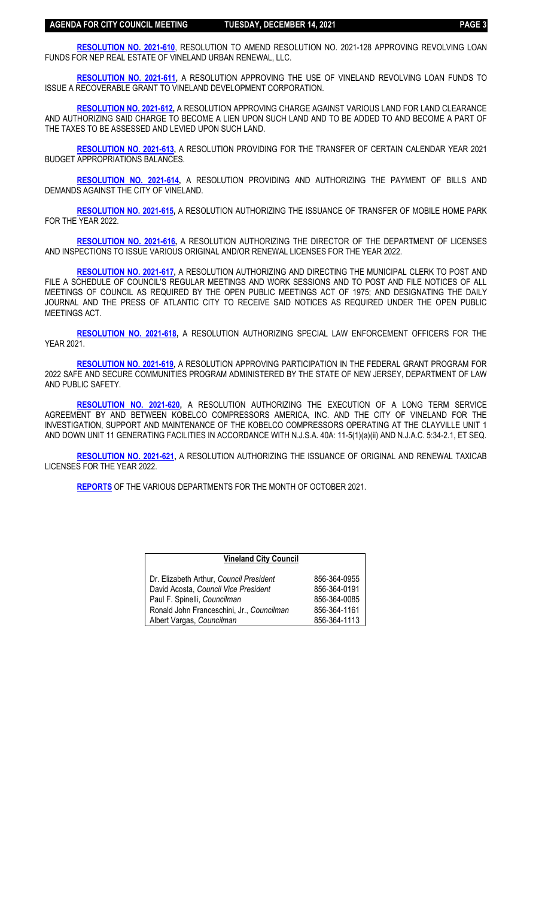**RESOLUTION NO. 2021-610**, RESOLUTION TO AMEND RESOLUTION NO. 2021-128 APPROVING REVOLVING LOAN FUNDS FOR NEP REAL ESTATE OF VINELAND URBAN RENEWAL, LLC.

**RESOLUTION NO. 2021-611,** A RESOLUTION APPROVING THE USE OF VINELAND REVOLVING LOAN FUNDS TO ISSUE A RECOVERABLE GRANT TO VINELAND DEVELOPMENT CORPORATION.

**RESOLUTION NO. 2021-612,** A RESOLUTION APPROVING CHARGE AGAINST VARIOUS LAND FOR LAND CLEARANCE AND AUTHORIZING SAID CHARGE TO BECOME A LIEN UPON SUCH LAND AND TO BE ADDED TO AND BECOME A PART OF THE TAXES TO BE ASSESSED AND LEVIED UPON SUCH LAND.

**RESOLUTION NO. 2021-613,** A RESOLUTION PROVIDING FOR THE TRANSFER OF CERTAIN CALENDAR YEAR 2021 BUDGET APPROPRIATIONS BALANCES.

**RESOLUTION NO. 2021-614,** A RESOLUTION PROVIDING AND AUTHORIZING THE PAYMENT OF BILLS AND DEMANDS AGAINST THE CITY OF VINELAND.

**RESOLUTION NO. 2021-615,** A RESOLUTION AUTHORIZING THE ISSUANCE OF TRANSFER OF MOBILE HOME PARK FOR THE YEAR 2022.

**RESOLUTION NO. 2021-616,** A RESOLUTION AUTHORIZING THE DIRECTOR OF THE DEPARTMENT OF LICENSES AND INSPECTIONS TO ISSUE VARIOUS ORIGINAL AND/OR RENEWAL LICENSES FOR THE YEAR 2022.

**RESOLUTION NO. 2021-617,** A RESOLUTION AUTHORIZING AND DIRECTING THE MUNICIPAL CLERK TO POST AND FILE A SCHEDULE OF COUNCIL'S REGULAR MEETINGS AND WORK SESSIONS AND TO POST AND FILE NOTICES OF ALL MEETINGS OF COUNCIL AS REQUIRED BY THE OPEN PUBLIC MEETINGS ACT OF 1975; AND DESIGNATING THE DAILY JOURNAL AND THE PRESS OF ATLANTIC CITY TO RECEIVE SAID NOTICES AS REQUIRED UNDER THE OPEN PUBLIC MEETINGS ACT.

**RESOLUTION NO. 2021-618,** A RESOLUTION AUTHORIZING SPECIAL LAW ENFORCEMENT OFFICERS FOR THE YEAR 2021.

**RESOLUTION NO. 2021-619,** A RESOLUTION APPROVING PARTICIPATION IN THE FEDERAL GRANT PROGRAM FOR 2022 SAFE AND SECURE COMMUNITIES PROGRAM ADMINISTERED BY THE STATE OF NEW JERSEY, DEPARTMENT OF LAW AND PUBLIC SAFETY.

**RESOLUTION NO. 2021-620,** A RESOLUTION AUTHORIZING THE EXECUTION OF A LONG TERM SERVICE AGREEMENT BY AND BETWEEN KOBELCO COMPRESSORS AMERICA, INC. AND THE CITY OF VINELAND FOR THE INVESTIGATION, SUPPORT AND MAINTENANCE OF THE KOBELCO COMPRESSORS OPERATING AT THE CLAYVILLE UNIT 1 AND DOWN UNIT 11 GENERATING FACILITIES IN ACCORDANCE WITH N.J.S.A. 40A: 11-5(1)(a)(ii) AND N.J.A.C. 5:34-2.1, ET SEQ.

**RESOLUTION NO. 2021-621,** A RESOLUTION AUTHORIZING THE ISSUANCE OF ORIGINAL AND RENEWAL TAXICAB LICENSES FOR THE YEAR 2022.

**REPORTS** OF THE VARIOUS DEPARTMENTS FOR THE MONTH OF OCTOBER 2021.

| **Vineland City Council** | |
|---|---|
| Dr. Elizabeth Arthur, *Council President* | 856-364-0955 |
| David Acosta, *Council Vice President* | 856-364-0191 |
| Paul F. Spinelli, *Councilman* | 856-364-0085 |
| Ronald John Franceschini, Jr., *Councilman* | 856-364-1161 |
| Albert Vargas, *Councilman* | 856-364-1113 |